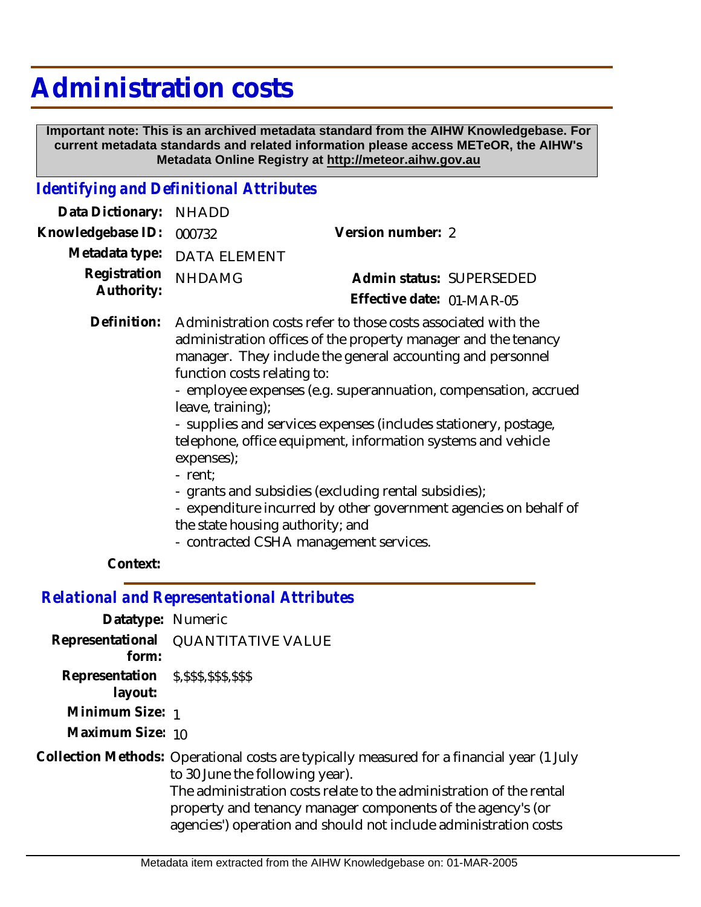# Administration costs

**Important note: This is an archived metadata standard from the AIHW Knowledgebase. For current metadata standards and related information please access METeOR, the AIHW's Metadata Online Registry at http://meteor.aihw.gov.au**

## *Identifying and Definitional Attributes*

**Data Dictionary:** NHADD

**Knowledgebase ID:** 000732

**Version number:** 2

**Metadata type:** DATA ELEMENT

**Registration Authority:** NHDAMG

**Admin status:** SUPERSEDED

**Effective date:** 01-MAR-05

**Definition:** Administration costs refer to those costs associated with the administration offices of the property manager and the tenancy manager. They include the general accounting and personnel function costs relating to:
- employee expenses (e.g. superannuation, compensation, accrued leave, training);
- supplies and services expenses (includes stationery, postage, telephone, office equipment, information systems and vehicle expenses);
- rent;
- grants and subsidies (excluding rental subsidies);
- expenditure incurred by other government agencies on behalf of the state housing authority; and
- contracted CSHA management services.

**Context:**

## *Relational and Representational Attributes*

**Datatype:** Numeric

**Representational form:** QUANTITATIVE VALUE

**Representation layout:** $,$$$,$$$,$$$

**Minimum Size:** 1

**Maximum Size:** 10

**Collection Methods:** Operational costs are typically measured for a financial year (1 July to 30 June the following year).
The administration costs relate to the administration of the rental property and tenancy manager components of the agency's (or agencies') operation and should not include administration costs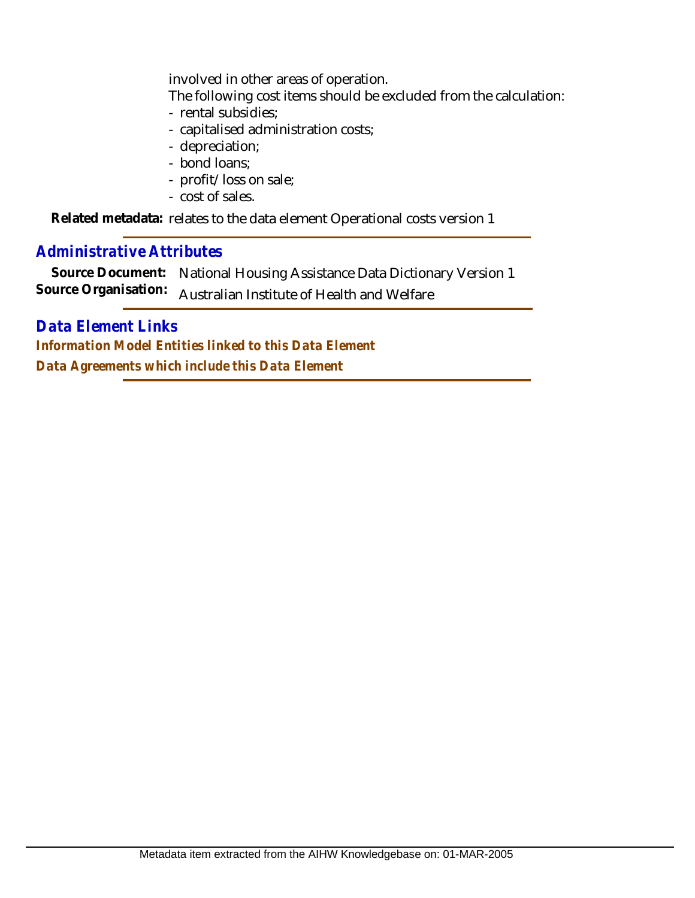involved in other areas of operation.
The following cost items should be excluded from the calculation:

- rental subsidies;
- capitalised administration costs;
- depreciation;
- bond loans;
- profit/loss on sale;
- cost of sales.

**Related metadata:** relates to the data element Operational costs version 1

## Administrative Attributes

**Source Document:** National Housing Assistance Data Dictionary Version 1

**Source Organisation:** Australian Institute of Health and Welfare

## Data Element Links

***Information Model Entities linked to this Data Element***

***Data Agreements which include this Data Element***

Metadata item extracted from the AIHW Knowledgebase on: 01-MAR-2005